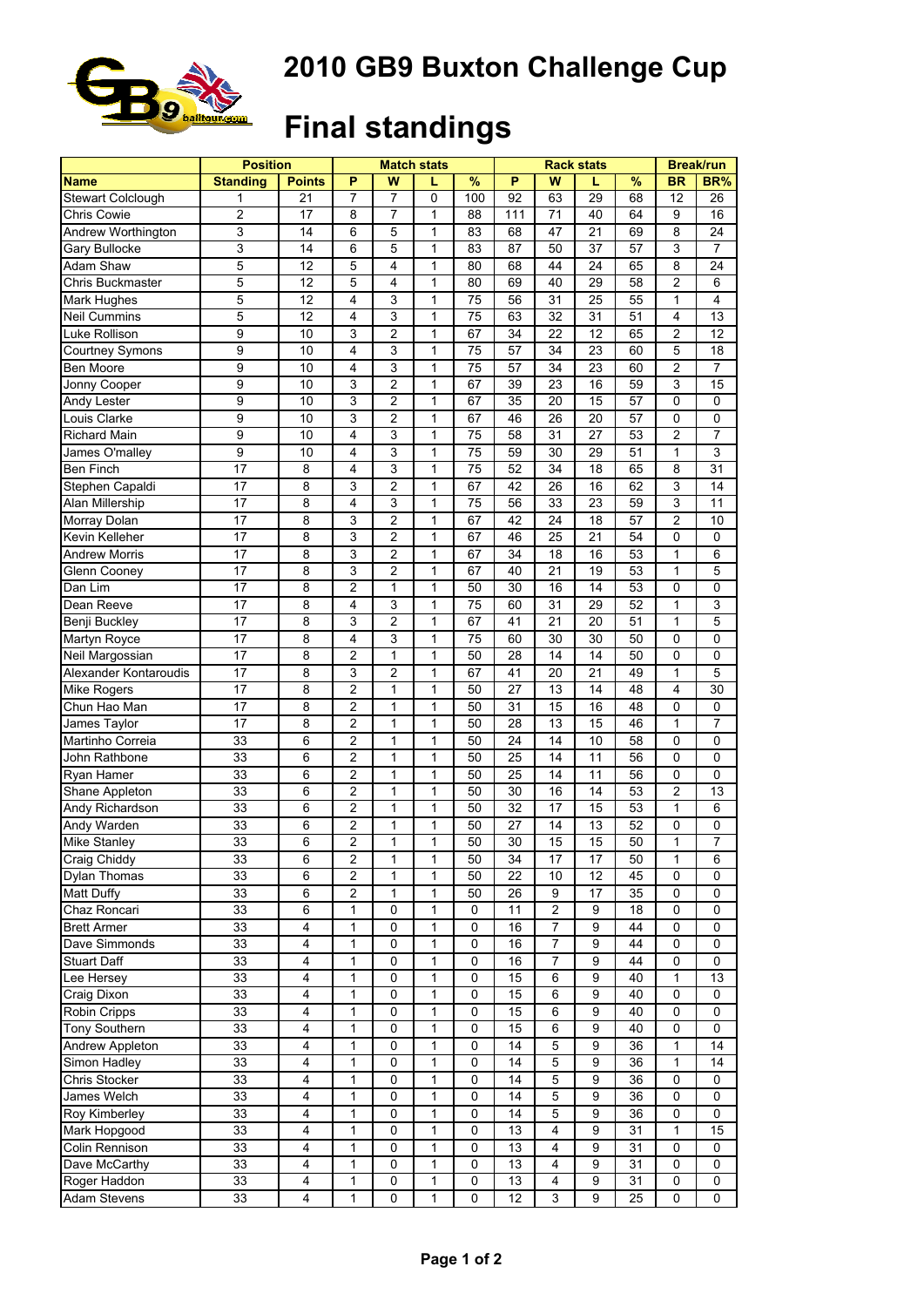# 2010 GB9 Buxton Challenge Cup

# Final standings

| | Position | | Match stats | | | | Rack stats | | | | Break/run | |
|---|---|---|---|---|---|---|---|---|---|---|---|---|
| **Name** | **Standing** | **Points** | **P** | **W** | **L** | **%** | **P** | **W** | **L** | **%** | **BR** | **BR%** |
| Stewart Colclough | 1 | 21 | 7 | 7 | 0 | 100 | 92 | 63 | 29 | 68 | 12 | 26 |
| Chris Cowie | 2 | 17 | 8 | 7 | 1 | 88 | 111 | 71 | 40 | 64 | 9 | 16 |
| Andrew Worthington | 3 | 14 | 6 | 5 | 1 | 83 | 68 | 47 | 21 | 69 | 8 | 24 |
| Gary Bullocke | 3 | 14 | 6 | 5 | 1 | 83 | 87 | 50 | 37 | 57 | 3 | 7 |
| Adam Shaw | 5 | 12 | 5 | 4 | 1 | 80 | 68 | 44 | 24 | 65 | 8 | 24 |
| Chris Buckmaster | 5 | 12 | 5 | 4 | 1 | 80 | 69 | 40 | 29 | 58 | 2 | 6 |
| Mark Hughes | 5 | 12 | 4 | 3 | 1 | 75 | 56 | 31 | 25 | 55 | 1 | 4 |
| Neil Cummins | 5 | 12 | 4 | 3 | 1 | 75 | 63 | 32 | 31 | 51 | 4 | 13 |
| Luke Rollison | 9 | 10 | 3 | 2 | 1 | 67 | 34 | 22 | 12 | 65 | 2 | 12 |
| Courtney Symons | 9 | 10 | 4 | 3 | 1 | 75 | 57 | 34 | 23 | 60 | 5 | 18 |
| Ben Moore | 9 | 10 | 4 | 3 | 1 | 75 | 57 | 34 | 23 | 60 | 2 | 7 |
| Jonny Cooper | 9 | 10 | 3 | 2 | 1 | 67 | 39 | 23 | 16 | 59 | 3 | 15 |
| Andy Lester | 9 | 10 | 3 | 2 | 1 | 67 | 35 | 20 | 15 | 57 | 0 | 0 |
| Louis Clarke | 9 | 10 | 3 | 2 | 1 | 67 | 46 | 26 | 20 | 57 | 0 | 0 |
| Richard Main | 9 | 10 | 4 | 3 | 1 | 75 | 58 | 31 | 27 | 53 | 2 | 7 |
| James O'malley | 9 | 10 | 4 | 3 | 1 | 75 | 59 | 30 | 29 | 51 | 1 | 3 |
| Ben Finch | 17 | 8 | 4 | 3 | 1 | 75 | 52 | 34 | 18 | 65 | 8 | 31 |
| Stephen Capaldi | 17 | 8 | 3 | 2 | 1 | 67 | 42 | 26 | 16 | 62 | 3 | 14 |
| Alan Millership | 17 | 8 | 4 | 3 | 1 | 75 | 56 | 33 | 23 | 59 | 3 | 11 |
| Morray Dolan | 17 | 8 | 3 | 2 | 1 | 67 | 42 | 24 | 18 | 57 | 2 | 10 |
| Kevin Kelleher | 17 | 8 | 3 | 2 | 1 | 67 | 46 | 25 | 21 | 54 | 0 | 0 |
| Andrew Morris | 17 | 8 | 3 | 2 | 1 | 67 | 34 | 18 | 16 | 53 | 1 | 6 |
| Glenn Cooney | 17 | 8 | 3 | 2 | 1 | 67 | 40 | 21 | 19 | 53 | 1 | 5 |
| Dan Lim | 17 | 8 | 2 | 1 | 1 | 50 | 30 | 16 | 14 | 53 | 0 | 0 |
| Dean Reeve | 17 | 8 | 4 | 3 | 1 | 75 | 60 | 31 | 29 | 52 | 1 | 3 |
| Benji Buckley | 17 | 8 | 3 | 2 | 1 | 67 | 41 | 21 | 20 | 51 | 1 | 5 |
| Martyn Royce | 17 | 8 | 4 | 3 | 1 | 75 | 60 | 30 | 30 | 50 | 0 | 0 |
| Neil Margossian | 17 | 8 | 2 | 1 | 1 | 50 | 28 | 14 | 14 | 50 | 0 | 0 |
| Alexander Kontaroudis | 17 | 8 | 3 | 2 | 1 | 67 | 41 | 20 | 21 | 49 | 1 | 5 |
| Mike Rogers | 17 | 8 | 2 | 1 | 1 | 50 | 27 | 13 | 14 | 48 | 4 | 30 |
| Chun Hao Man | 17 | 8 | 2 | 1 | 1 | 50 | 31 | 15 | 16 | 48 | 0 | 0 |
| James Taylor | 17 | 8 | 2 | 1 | 1 | 50 | 28 | 13 | 15 | 46 | 1 | 7 |
| Martinho Correia | 33 | 6 | 2 | 1 | 1 | 50 | 24 | 14 | 10 | 58 | 0 | 0 |
| John Rathbone | 33 | 6 | 2 | 1 | 1 | 50 | 25 | 14 | 11 | 56 | 0 | 0 |
| Ryan Hamer | 33 | 6 | 2 | 1 | 1 | 50 | 25 | 14 | 11 | 56 | 0 | 0 |
| Shane Appleton | 33 | 6 | 2 | 1 | 1 | 50 | 30 | 16 | 14 | 53 | 2 | 13 |
| Andy Richardson | 33 | 6 | 2 | 1 | 1 | 50 | 32 | 17 | 15 | 53 | 1 | 6 |
| Andy Warden | 33 | 6 | 2 | 1 | 1 | 50 | 27 | 14 | 13 | 52 | 0 | 0 |
| Mike Stanley | 33 | 6 | 2 | 1 | 1 | 50 | 30 | 15 | 15 | 50 | 1 | 7 |
| Craig Chiddy | 33 | 6 | 2 | 1 | 1 | 50 | 34 | 17 | 17 | 50 | 1 | 6 |
| Dylan Thomas | 33 | 6 | 2 | 1 | 1 | 50 | 22 | 10 | 12 | 45 | 0 | 0 |
| Matt Duffy | 33 | 6 | 2 | 1 | 1 | 50 | 26 | 9 | 17 | 35 | 0 | 0 |
| Chaz Roncari | 33 | 6 | 1 | 0 | 1 | 0 | 11 | 2 | 9 | 18 | 0 | 0 |
| Brett Armer | 33 | 4 | 1 | 0 | 1 | 0 | 16 | 7 | 9 | 44 | 0 | 0 |
| Dave Simmonds | 33 | 4 | 1 | 0 | 1 | 0 | 16 | 7 | 9 | 44 | 0 | 0 |
| Stuart Daff | 33 | 4 | 1 | 0 | 1 | 0 | 16 | 7 | 9 | 44 | 0 | 0 |
| Lee Hersey | 33 | 4 | 1 | 0 | 1 | 0 | 15 | 6 | 9 | 40 | 1 | 13 |
| Craig Dixon | 33 | 4 | 1 | 0 | 1 | 0 | 15 | 6 | 9 | 40 | 0 | 0 |
| Robin Cripps | 33 | 4 | 1 | 0 | 1 | 0 | 15 | 6 | 9 | 40 | 0 | 0 |
| Tony Southern | 33 | 4 | 1 | 0 | 1 | 0 | 15 | 6 | 9 | 40 | 0 | 0 |
| Andrew Appleton | 33 | 4 | 1 | 0 | 1 | 0 | 14 | 5 | 9 | 36 | 1 | 14 |
| Simon Hadley | 33 | 4 | 1 | 0 | 1 | 0 | 14 | 5 | 9 | 36 | 1 | 14 |
| Chris Stocker | 33 | 4 | 1 | 0 | 1 | 0 | 14 | 5 | 9 | 36 | 0 | 0 |
| James Welch | 33 | 4 | 1 | 0 | 1 | 0 | 14 | 5 | 9 | 36 | 0 | 0 |
| Roy Kimberley | 33 | 4 | 1 | 0 | 1 | 0 | 14 | 5 | 9 | 36 | 0 | 0 |
| Mark Hopgood | 33 | 4 | 1 | 0 | 1 | 0 | 13 | 4 | 9 | 31 | 1 | 15 |
| Colin Rennison | 33 | 4 | 1 | 0 | 1 | 0 | 13 | 4 | 9 | 31 | 0 | 0 |
| Dave McCarthy | 33 | 4 | 1 | 0 | 1 | 0 | 13 | 4 | 9 | 31 | 0 | 0 |
| Roger Haddon | 33 | 4 | 1 | 0 | 1 | 0 | 13 | 4 | 9 | 31 | 0 | 0 |
| Adam Stevens | 33 | 4 | 1 | 0 | 1 | 0 | 12 | 3 | 9 | 25 | 0 | 0 |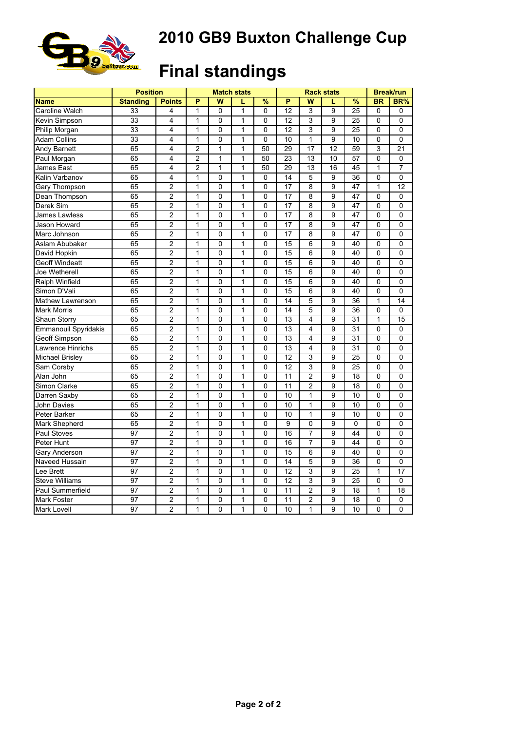# 2010 GB9 Buxton Challenge Cup

# Final standings

| | Position | | Match stats | | | | Rack stats | | | | Break/run | |
|---|---|---|---|---|---|---|---|---|---|---|---|---|
| **Name** | **Standing** | **Points** | **P** | **W** | **L** | **%** | **P** | **W** | **L** | **%** | **BR** | **BR%** |
| Caroline Walch | 33 | 4 | 1 | 0 | 1 | 0 | 12 | 3 | 9 | 25 | 0 | 0 |
| Kevin Simpson | 33 | 4 | 1 | 0 | 1 | 0 | 12 | 3 | 9 | 25 | 0 | 0 |
| Philip Morgan | 33 | 4 | 1 | 0 | 1 | 0 | 12 | 3 | 9 | 25 | 0 | 0 |
| Adam Collins | 33 | 4 | 1 | 0 | 1 | 0 | 10 | 1 | 9 | 10 | 0 | 0 |
| Andy Barnett | 65 | 4 | 2 | 1 | 1 | 50 | 29 | 17 | 12 | 59 | 3 | 21 |
| Paul Morgan | 65 | 4 | 2 | 1 | 1 | 50 | 23 | 13 | 10 | 57 | 0 | 0 |
| James East | 65 | 4 | 2 | 1 | 1 | 50 | 29 | 13 | 16 | 45 | 1 | 7 |
| Kalin Varbanov | 65 | 4 | 1 | 0 | 1 | 0 | 14 | 5 | 9 | 36 | 0 | 0 |
| Gary Thompson | 65 | 2 | 1 | 0 | 1 | 0 | 17 | 8 | 9 | 47 | 1 | 12 |
| Dean Thompson | 65 | 2 | 1 | 0 | 1 | 0 | 17 | 8 | 9 | 47 | 0 | 0 |
| Derek Sim | 65 | 2 | 1 | 0 | 1 | 0 | 17 | 8 | 9 | 47 | 0 | 0 |
| James Lawless | 65 | 2 | 1 | 0 | 1 | 0 | 17 | 8 | 9 | 47 | 0 | 0 |
| Jason Howard | 65 | 2 | 1 | 0 | 1 | 0 | 17 | 8 | 9 | 47 | 0 | 0 |
| Marc Johnson | 65 | 2 | 1 | 0 | 1 | 0 | 17 | 8 | 9 | 47 | 0 | 0 |
| Aslam Abubaker | 65 | 2 | 1 | 0 | 1 | 0 | 15 | 6 | 9 | 40 | 0 | 0 |
| David Hopkin | 65 | 2 | 1 | 0 | 1 | 0 | 15 | 6 | 9 | 40 | 0 | 0 |
| Geoff Windeatt | 65 | 2 | 1 | 0 | 1 | 0 | 15 | 6 | 9 | 40 | 0 | 0 |
| Joe Wetherell | 65 | 2 | 1 | 0 | 1 | 0 | 15 | 6 | 9 | 40 | 0 | 0 |
| Ralph Winfield | 65 | 2 | 1 | 0 | 1 | 0 | 15 | 6 | 9 | 40 | 0 | 0 |
| Simon D'Vali | 65 | 2 | 1 | 0 | 1 | 0 | 15 | 6 | 9 | 40 | 0 | 0 |
| Mathew Lawrenson | 65 | 2 | 1 | 0 | 1 | 0 | 14 | 5 | 9 | 36 | 1 | 14 |
| Mark Morris | 65 | 2 | 1 | 0 | 1 | 0 | 14 | 5 | 9 | 36 | 0 | 0 |
| Shaun Storry | 65 | 2 | 1 | 0 | 1 | 0 | 13 | 4 | 9 | 31 | 1 | 15 |
| Emmanouil Spyridakis | 65 | 2 | 1 | 0 | 1 | 0 | 13 | 4 | 9 | 31 | 0 | 0 |
| Geoff Simpson | 65 | 2 | 1 | 0 | 1 | 0 | 13 | 4 | 9 | 31 | 0 | 0 |
| Lawrence Hinrichs | 65 | 2 | 1 | 0 | 1 | 0 | 13 | 4 | 9 | 31 | 0 | 0 |
| Michael Brisley | 65 | 2 | 1 | 0 | 1 | 0 | 12 | 3 | 9 | 25 | 0 | 0 |
| Sam Corsby | 65 | 2 | 1 | 0 | 1 | 0 | 12 | 3 | 9 | 25 | 0 | 0 |
| Alan John | 65 | 2 | 1 | 0 | 1 | 0 | 11 | 2 | 9 | 18 | 0 | 0 |
| Simon Clarke | 65 | 2 | 1 | 0 | 1 | 0 | 11 | 2 | 9 | 18 | 0 | 0 |
| Darren Saxby | 65 | 2 | 1 | 0 | 1 | 0 | 10 | 1 | 9 | 10 | 0 | 0 |
| John Davies | 65 | 2 | 1 | 0 | 1 | 0 | 10 | 1 | 9 | 10 | 0 | 0 |
| Peter Barker | 65 | 2 | 1 | 0 | 1 | 0 | 10 | 1 | 9 | 10 | 0 | 0 |
| Mark Shepherd | 65 | 2 | 1 | 0 | 1 | 0 | 9 | 0 | 9 | 0 | 0 | 0 |
| Paul Stoves | 97 | 2 | 1 | 0 | 1 | 0 | 16 | 7 | 9 | 44 | 0 | 0 |
| Peter Hunt | 97 | 2 | 1 | 0 | 1 | 0 | 16 | 7 | 9 | 44 | 0 | 0 |
| Gary Anderson | 97 | 2 | 1 | 0 | 1 | 0 | 15 | 6 | 9 | 40 | 0 | 0 |
| Naveed Hussain | 97 | 2 | 1 | 0 | 1 | 0 | 14 | 5 | 9 | 36 | 0 | 0 |
| Lee Brett | 97 | 2 | 1 | 0 | 1 | 0 | 12 | 3 | 9 | 25 | 1 | 17 |
| Steve Williams | 97 | 2 | 1 | 0 | 1 | 0 | 12 | 3 | 9 | 25 | 0 | 0 |
| Paul Summerfield | 97 | 2 | 1 | 0 | 1 | 0 | 11 | 2 | 9 | 18 | 1 | 18 |
| Mark Foster | 97 | 2 | 1 | 0 | 1 | 0 | 11 | 2 | 9 | 18 | 0 | 0 |
| Mark Lovell | 97 | 2 | 1 | 0 | 1 | 0 | 10 | 1 | 9 | 10 | 0 | 0 |